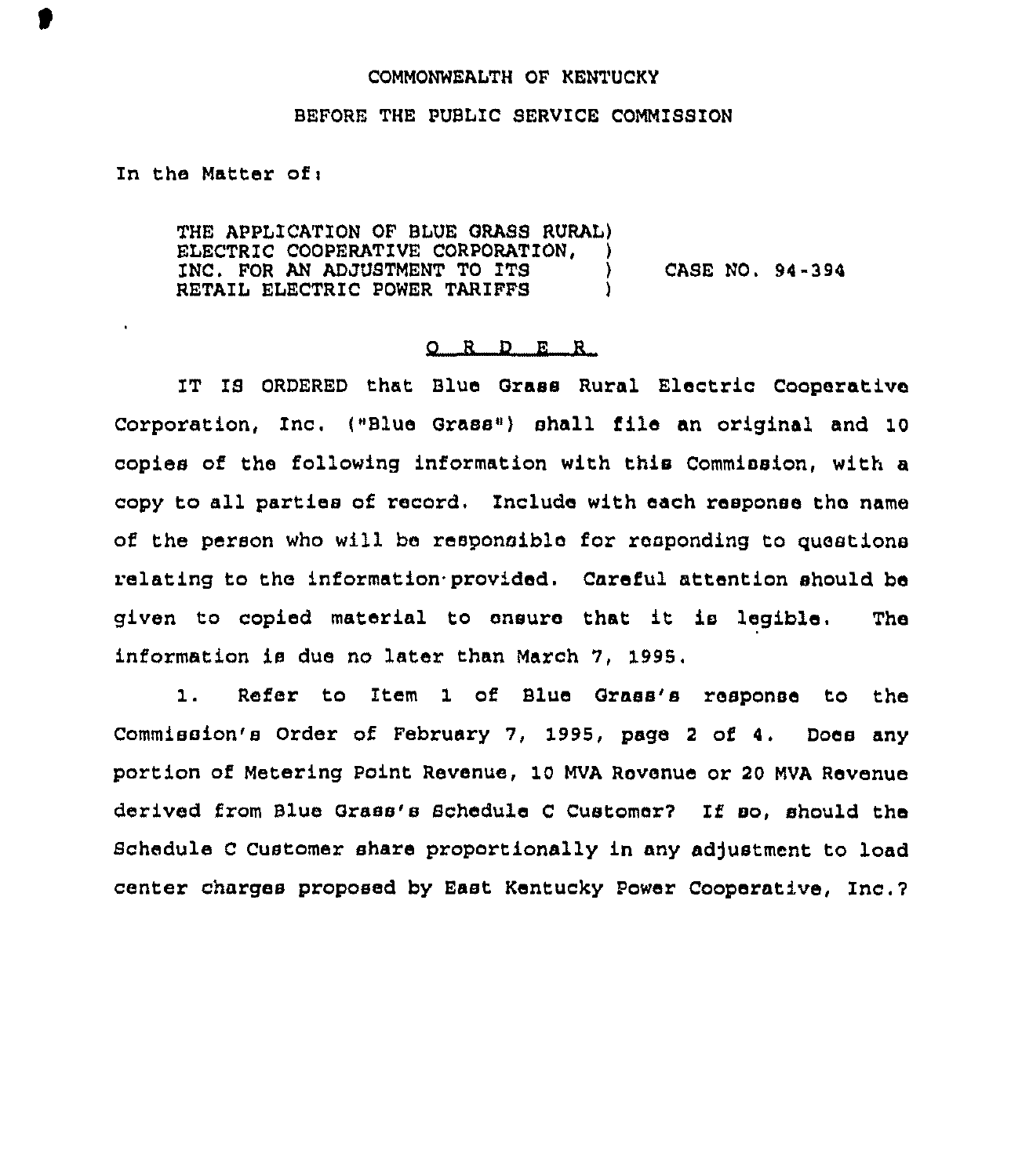COMMONWEALTH OF KENTUCKY

BEFORE THE PUBLIC SERVICE COMMISSION

In the Matter of:

THE APPLICATION OF BLUE GRASS RURAL ) ELECTRIC COOPERATIVE CORPORATION, ) INC. FOR AN ADJUSTMENT TO ITS ) RETAIL ELECTRIC POWER TARIFFS ) CASE NO. 94-394

## O R D E R

IT IS ORDERED that Blue Grass Rural Electric Cooperative Corporation, Inc. ("Blue Grass") shall file an original and 10 copies of the following information with this Commission, with a copy to all parties of record. Include with each response the name of the person who will be responsible for responding to questions relating to the information provided. Careful attention should be given to copied material to ensure that it is legible. The information is due no later than March 7, 1995.

1. Refer to Item 1 of Blue Grass's response to the Commission's Order of February 7, 1995, page 2 of 4. Does any portion of Metering Point Revenue, 10 MVA Revenue or 20 MVA Revenue derived from Blue Grass's Schedule C Customer? If so, should the Schedule C Customer share proportionally in any adjustment to load center charges proposed by East Kentucky Power Cooperative, Inc.?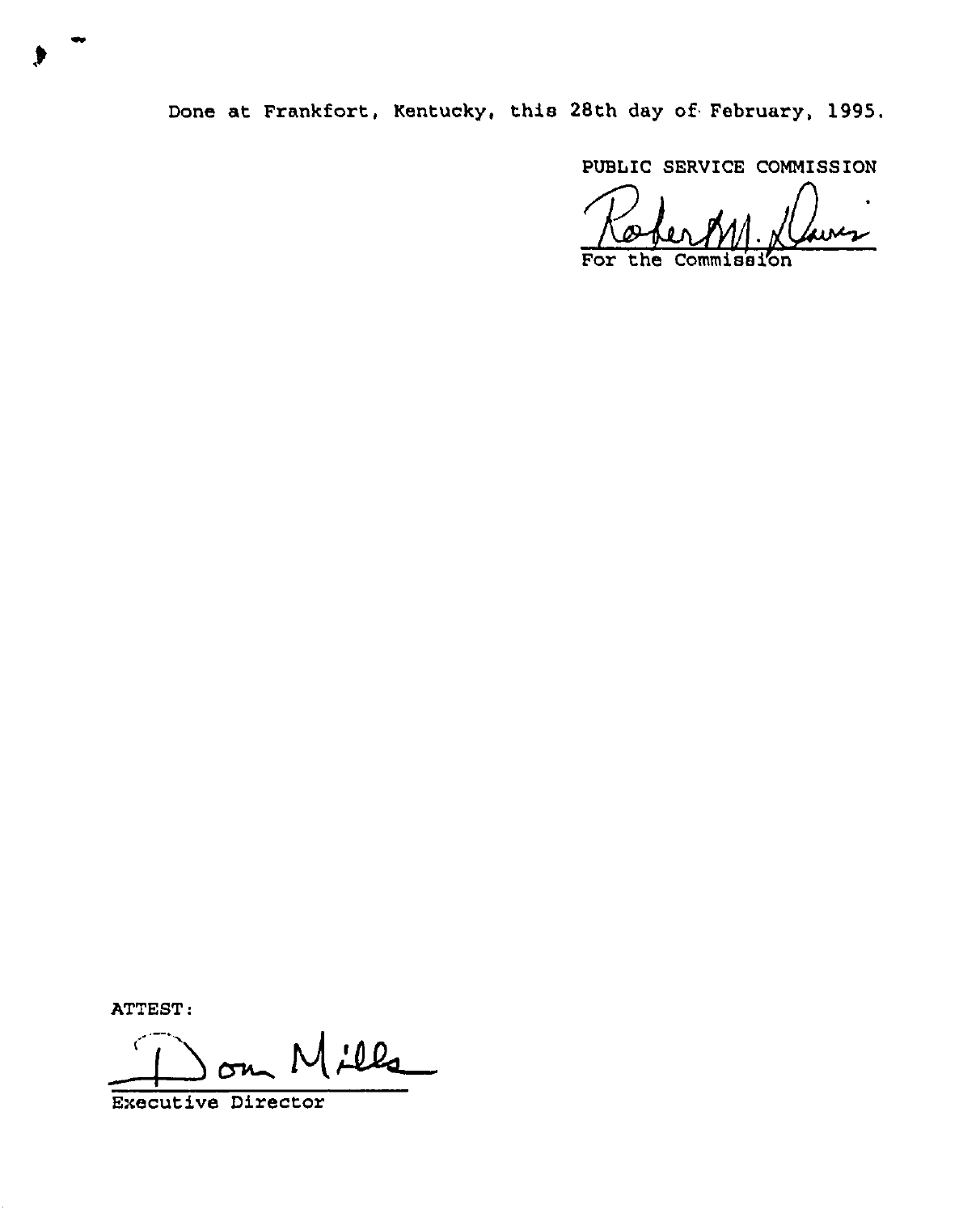Done at Frankfort, Kentucky, this 28th day of February, 1995.

PUBLIC SERVICE COMMISSION

For the Commission

ATTEST:

Executive Director